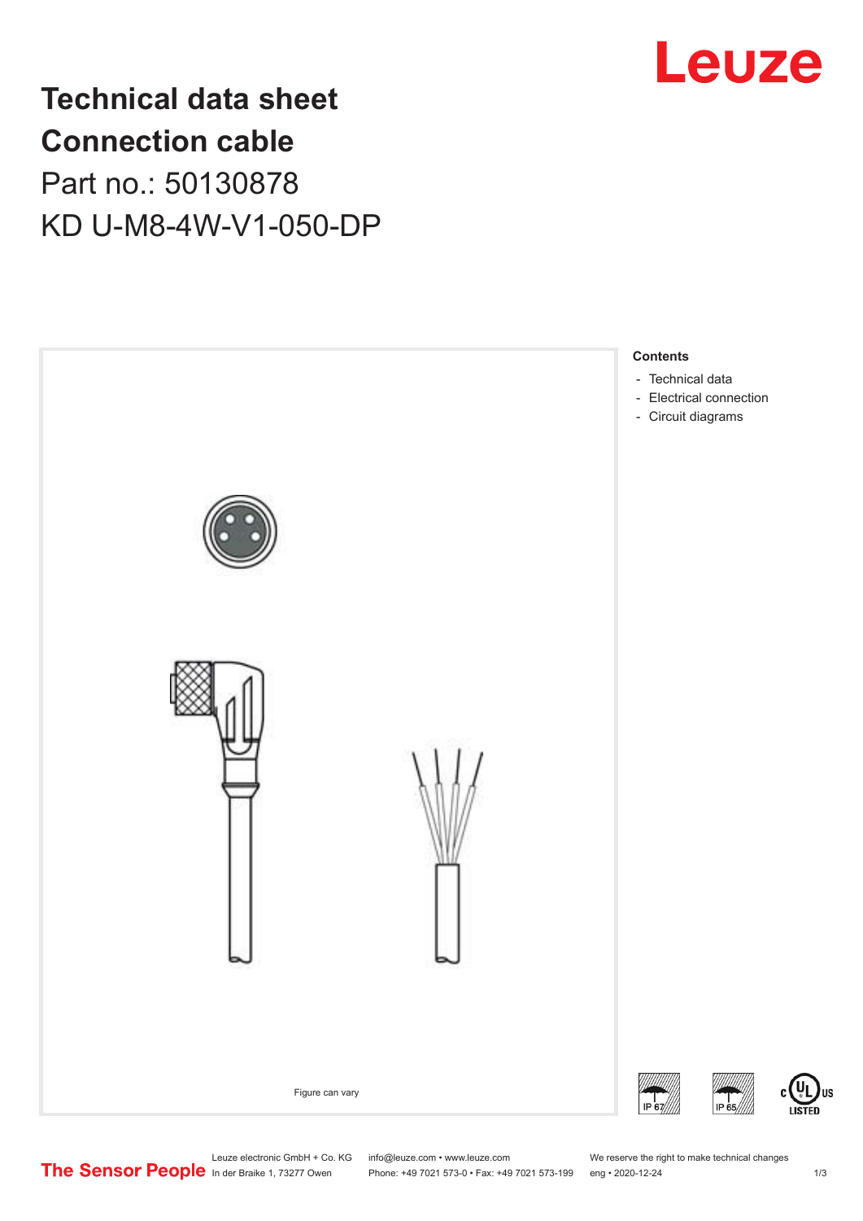# Technical data sheet
# Connection cable
## Part no.: 50130878
## KD U-M8-4W-V1-050-DP

Figure can vary

**Contents**

- Technical data
- Electrical connection
- Circuit diagrams

Leuze electronic GmbH + Co. KG
In der Braike 1, 73277 Owen

info@leuze.com • www.leuze.com
Phone: +49 7021 573-0 • Fax: +49 7021 573-199

We reserve the right to make technical changes
eng • 2020-12-24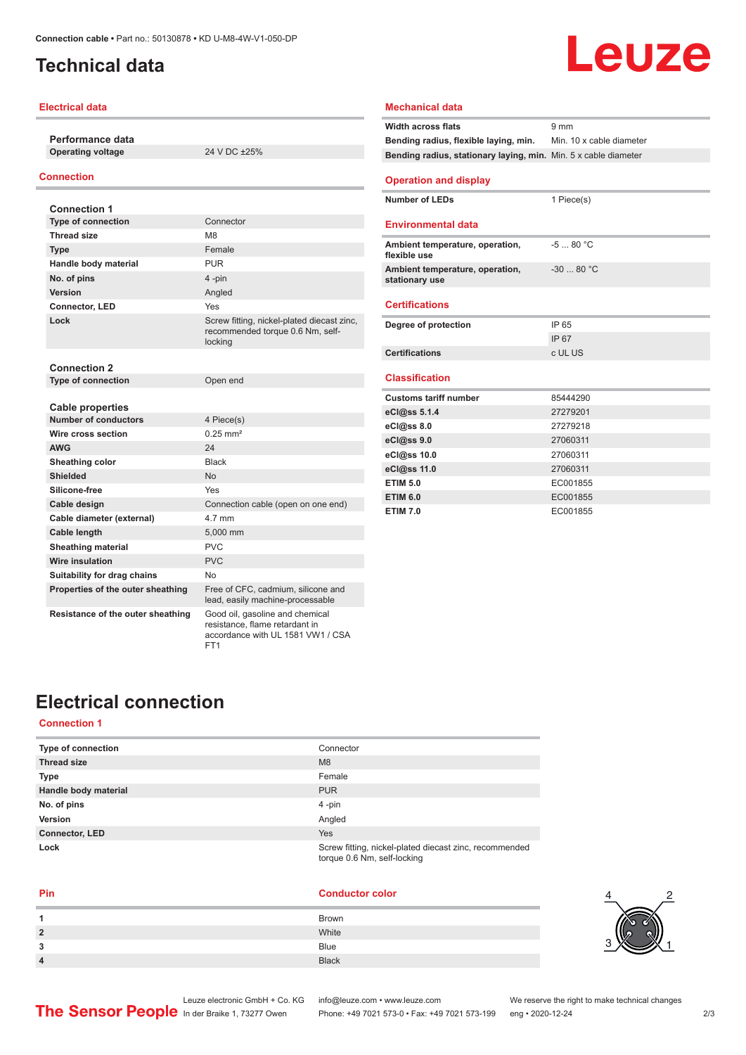Connection cable • Part no.: 50130878 • KD U-M8-4W-V1-050-DP

# Technical data

## Electrical data

### Performance data

| | |
|---|---|
| Operating voltage | 24 V DC ±25% |

## Connection

### Connection 1

| | |
|---|---|
| Type of connection | Connector |
| Thread size | M8 |
| Type | Female |
| Handle body material | PUR |
| No. of pins | 4 -pin |
| Version | Angled |
| Connector, LED | Yes |
| Lock | Screw fitting, nickel-plated diecast zinc, recommended torque 0.6 Nm, self-locking |

### Connection 2

| | |
|---|---|
| Type of connection | Open end |

### Cable properties

| | |
|---|---|
| Number of conductors | 4 Piece(s) |
| Wire cross section | 0.25 mm² |
| AWG | 24 |
| Sheathing color | Black |
| Shielded | No |
| Silicone-free | Yes |
| Cable design | Connection cable (open on one end) |
| Cable diameter (external) | 4.7 mm |
| Cable length | 5,000 mm |
| Sheathing material | PVC |
| Wire insulation | PVC |
| Suitability for drag chains | No |
| Properties of the outer sheathing | Free of CFC, cadmium, silicone and lead, easily machine-processable |
| Resistance of the outer sheathing | Good oil, gasoline and chemical resistance, flame retardant in accordance with UL 1581 VW1 / CSA FT1 |

## Mechanical data

| | |
|---|---|
| Width across flats | 9 mm |
| Bending radius, flexible laying, min. | Min. 10 x cable diameter |
| Bending radius, stationary laying, min. | Min. 5 x cable diameter |

## Operation and display

| | |
|---|---|
| Number of LEDs | 1 Piece(s) |

## Environmental data

| | |
|---|---|
| Ambient temperature, operation, flexible use | -5 ... 80 °C |
| Ambient temperature, operation, stationary use | -30 ... 80 °C |

## Certifications

| | |
|---|---|
| Degree of protection | IP 65 |
| | IP 67 |
| Certifications | c UL US |

## Classification

| | |
|---|---|
| Customs tariff number | 85444290 |
| eCl@ss 5.1.4 | 27279201 |
| eCl@ss 8.0 | 27279218 |
| eCl@ss 9.0 | 27060311 |
| eCl@ss 10.0 | 27060311 |
| eCl@ss 11.0 | 27060311 |
| ETIM 5.0 | EC001855 |
| ETIM 6.0 | EC001855 |
| ETIM 7.0 | EC001855 |

# Electrical connection

## Connection 1

| | |
|---|---|
| Type of connection | Connector |
| Thread size | M8 |
| Type | Female |
| Handle body material | PUR |
| No. of pins | 4 -pin |
| Version | Angled |
| Connector, LED | Yes |
| Lock | Screw fitting, nickel-plated diecast zinc, recommended torque 0.6 Nm, self-locking |

| Pin | Conductor color |
|---|---|
| 1 | Brown |
| 2 | White |
| 3 | Blue |
| 4 | Black |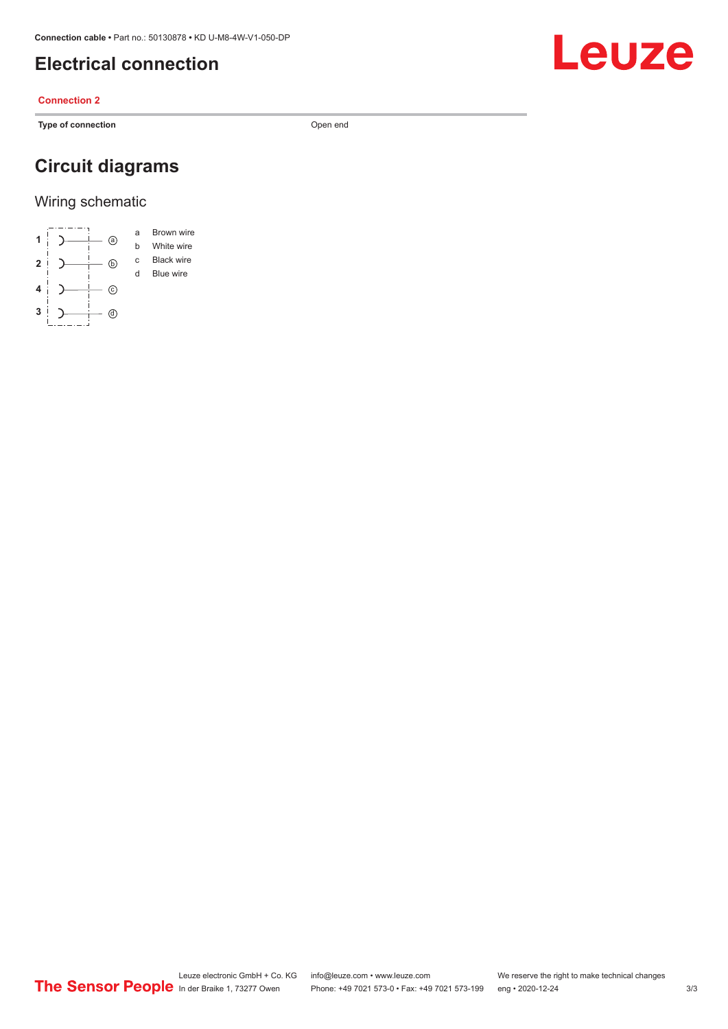## Electrical connection

**Connection 2**

| | |
|---|---|
| **Type of connection** | Open end |

## Circuit diagrams

### Wiring schematic

1
2
4
3
a
b
c
d

| | |
|---|---|
| a | Brown wire |
| b | White wire |
| c | Black wire |
| d | Blue wire |

Leuze electronic GmbH + Co. KG
In der Braike 1, 73277 Owen

info@leuze.com • www.leuze.com
Phone: +49 7021 573-0 • Fax: +49 7021 573-199

We reserve the right to make technical changes
eng • 2020-12-24